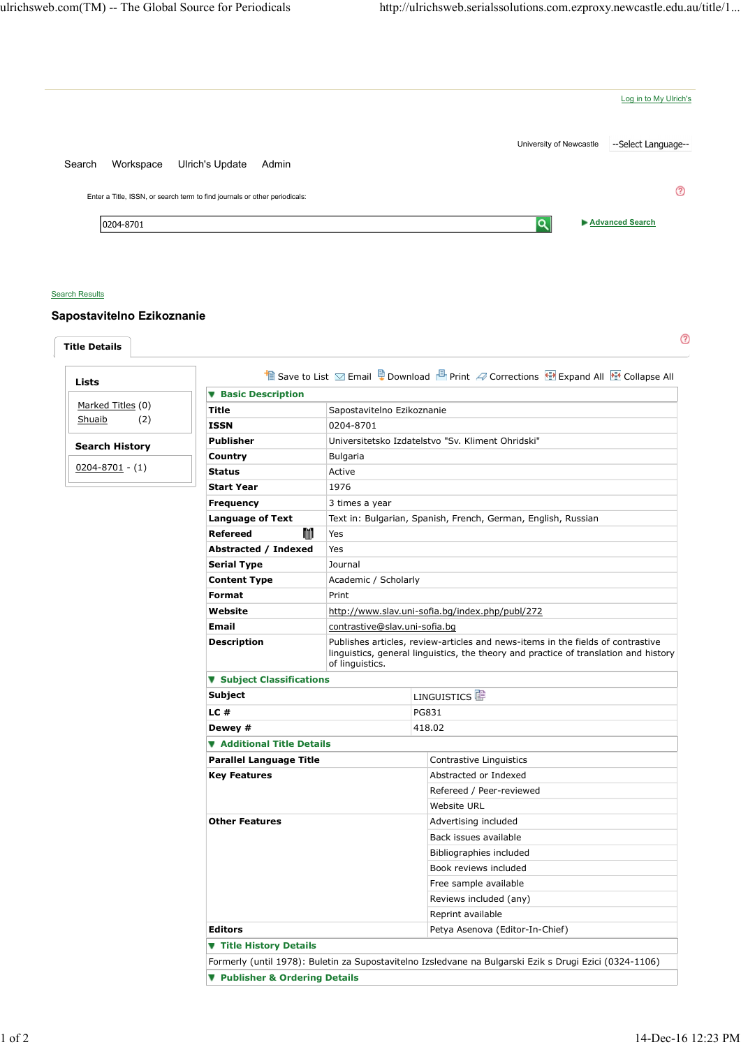Log in to My Ulrich's

University of Newcastle --Select Language--

Search Workspace Ulrich's Update Admin

Enter a Title, ISSN, or search term to find journals or other periodicals:

0204-8701

Advanced Search

Search Results

## Sapostavitelno Ezikoznanie

**Title Details**

**Lists**

Marked Titles (0)
Shuaib (2)

**Search History**

0204-8701 - (1)

Save to List Email Download Print Corrections Expand All Collapse All

### ▼ Basic Description

| | |
|---|---|
| **Title** | Sapostavitelno Ezikoznanie |
| **ISSN** | 0204-8701 |
| **Publisher** | Universitetsko Izdatelstvo "Sv. Kliment Ohridski" |
| **Country** | Bulgaria |
| **Status** | Active |
| **Start Year** | 1976 |
| **Frequency** | 3 times a year |
| **Language of Text** | Text in: Bulgarian, Spanish, French, German, English, Russian |
| **Refereed** | Yes |
| **Abstracted / Indexed** | Yes |
| **Serial Type** | Journal |
| **Content Type** | Academic / Scholarly |
| **Format** | Print |
| **Website** | http://www.slav.uni-sofia.bg/index.php/publ/272 |
| **Email** | contrastive@slav.uni-sofia.bg |
| **Description** | Publishes articles, review-articles and news-items in the fields of contrastive linguistics, general linguistics, the theory and practice of translation and history of linguistics. |

### ▼ Subject Classifications

| | |
|---|---|
| **Subject** | LINGUISTICS |
| **LC #** | PG831 |
| **Dewey #** | 418.02 |

### ▼ Additional Title Details

| | |
|---|---|
| **Parallel Language Title** | Contrastive Linguistics |
| **Key Features** | Abstracted or Indexed |
| | Refereed / Peer-reviewed |
| | Website URL |
| **Other Features** | Advertising included |
| | Back issues available |
| | Bibliographies included |
| | Book reviews included |
| | Free sample available |
| | Reviews included (any) |
| | Reprint available |
| **Editors** | Petya Asenova (Editor-In-Chief) |

### ▼ Title History Details

Formerly (until 1978): Buletin za Supostavitelno Izsledvane na Bulgarski Ezik s Drugi Ezici (0324-1106)

### ▼ Publisher & Ordering Details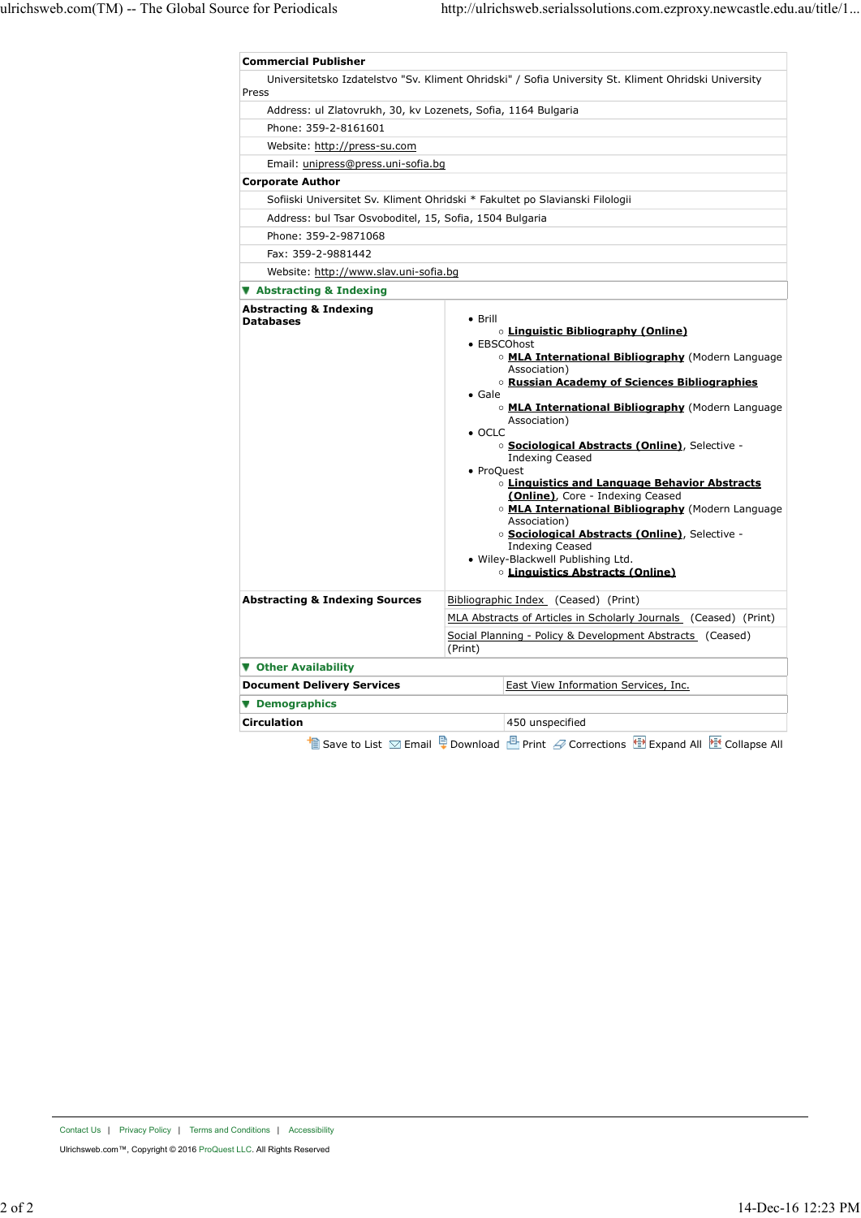| | |
|---|---|
| **Commercial Publisher** | |
| Universitetsko Izdatelstvo "Sv. Kliment Ohridski" / Sofia University St. Kliment Ohridski University Press | |
| Address: ul Zlatovrukh, 30, kv Lozenets, Sofia, 1164 Bulgaria | |
| Phone: 359-2-8161601 | |
| Website: http://press-su.com | |
| Email: unipress@press.uni-sofia.bg | |
| **Corporate Author** | |
| Sofiiski Universitet Sv. Kliment Ohridski * Fakultet po Slavianski Filologii | |
| Address: bul Tsar Osvoboditel, 15, Sofia, 1504 Bulgaria | |
| Phone: 359-2-9871068 | |
| Fax: 359-2-9881442 | |
| Website: http://www.slav.uni-sofia.bg | |

### ▼ Abstracting & Indexing

**Abstracting & Indexing Databases**

- Brill
  - **Linguistic Bibliography (Online)**
- EBSCOhost
  - **MLA International Bibliography** (Modern Language Association)
  - **Russian Academy of Sciences Bibliographies**
- Gale
  - **MLA International Bibliography** (Modern Language Association)
- OCLC
  - **Sociological Abstracts (Online)**, Selective - Indexing Ceased
- ProQuest
  - **Linguistics and Language Behavior Abstracts (Online)**, Core - Indexing Ceased
  - **MLA International Bibliography** (Modern Language Association)
  - **Sociological Abstracts (Online)**, Selective - Indexing Ceased
- Wiley-Blackwell Publishing Ltd.
  - **Linguistics Abstracts (Online)**

| | |
|---|---|
| **Abstracting & Indexing Sources** | Bibliographic Index (Ceased) (Print) |
| | MLA Abstracts of Articles in Scholarly Journals (Ceased) (Print) |
| | Social Planning - Policy & Development Abstracts (Ceased) (Print) |

### ▼ Other Availability

| | |
|---|---|
| **Document Delivery Services** | East View Information Services, Inc. |

### ▼ Demographics

| | |
|---|---|
| **Circulation** | 450 unspecified |

Save to List Email Download Print Corrections Expand All Collapse All

Contact Us | Privacy Policy | Terms and Conditions | Accessibility

Ulrichsweb.com™, Copyright © 2016 ProQuest LLC. All Rights Reserved